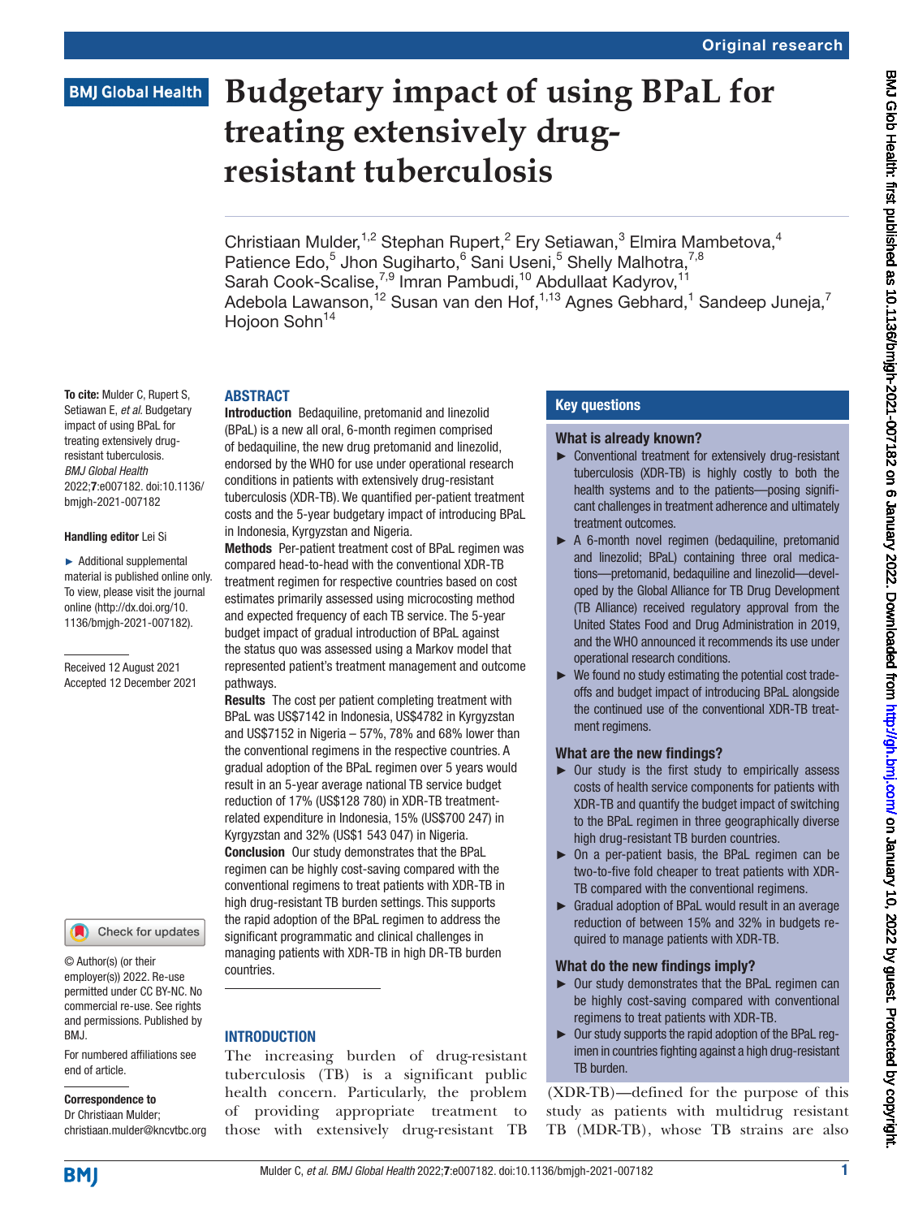Original research

# Budgetary impact of using BPaL for treating extensively drug-resistant tuberculosis

Christiaan Mulder,[1,2] Stephan Rupert,[2] Ery Setiawan,[3] Elmira Mambetova,[4] Patience Edo,[5] Jhon Sugiharto,[6] Sani Useni,[5] Shelly Malhotra,[7,8] Sarah Cook-Scalise,[7,9] Imran Pambudi,[10] Abdullaat Kadyrov,[11] Adebola Lawanson,[12] Susan van den Hof,[1,13] Agnes Gebhard,[1] Sandeep Juneja,[7] Hojoon Sohn[14]

**To cite:** Mulder C, Rupert S, Setiawan E, *et al*. Budgetary impact of using BPaL for treating extensively drug-resistant tuberculosis. *BMJ Global Health* 2022;**7**:e007182. doi:10.1136/bmjgh-2021-007182

**Handling editor** Lei Si

► Additional supplemental material is published online only. To view, please visit the journal online (http://dx.doi.org/10.1136/bmjgh-2021-007182).

Received 12 August 2021
Accepted 12 December 2021

© Author(s) (or their employer(s)) 2022. Re-use permitted under CC BY-NC. No commercial re-use. See rights and permissions. Published by BMJ.

For numbered affiliations see end of article.

**Correspondence to**
Dr Christiaan Mulder; christiaan.mulder@kncvtbc.org

## ABSTRACT

**Introduction** Bedaquiline, pretomanid and linezolid (BPaL) is a new all oral, 6-month regimen comprised of bedaquiline, the new drug pretomanid and linezolid, endorsed by the WHO for use under operational research conditions in patients with extensively drug-resistant tuberculosis (XDR-TB). We quantified per-patient treatment costs and the 5-year budgetary impact of introducing BPaL in Indonesia, Kyrgyzstan and Nigeria.

**Methods** Per-patient treatment cost of BPaL regimen was compared head-to-head with the conventional XDR-TB treatment regimen for respective countries based on cost estimates primarily assessed using microcosting method and expected frequency of each TB service. The 5-year budget impact of gradual introduction of BPaL against the status quo was assessed using a Markov model that represented patient's treatment management and outcome pathways.

**Results** The cost per patient completing treatment with BPaL was US$7142 in Indonesia, US$4782 in Kyrgyzstan and US$7152 in Nigeria – 57%, 78% and 68% lower than the conventional regimens in the respective countries. A gradual adoption of the BPaL regimen over 5 years would result in an 5-year average national TB service budget reduction of 17% (US$128 780) in XDR-TB treatment-related expenditure in Indonesia, 15% (US$700 247) in Kyrgyzstan and 32% (US$1 543 047) in Nigeria.

**Conclusion** Our study demonstrates that the BPaL regimen can be highly cost-saving compared with the conventional regimens to treat patients with XDR-TB in high drug-resistant TB burden settings. This supports the rapid adoption of the BPaL regimen to address the significant programmatic and clinical challenges in managing patients with XDR-TB in high DR-TB burden countries.

## Key questions

### What is already known?

► Conventional treatment for extensively drug-resistant tuberculosis (XDR-TB) is highly costly to both the health systems and to the patients—posing significant challenges in treatment adherence and ultimately treatment outcomes.

► A 6-month novel regimen (bedaquiline, pretomanid and linezolid; BPaL) containing three oral medications—pretomanid, bedaquiline and linezolid—developed by the Global Alliance for TB Drug Development (TB Alliance) received regulatory approval from the United States Food and Drug Administration in 2019, and the WHO announced it recommends its use under operational research conditions.

► We found no study estimating the potential cost trade-offs and budget impact of introducing BPaL alongside the continued use of the conventional XDR-TB treatment regimens.

### What are the new findings?

► Our study is the first study to empirically assess costs of health service components for patients with XDR-TB and quantify the budget impact of switching to the BPaL regimen in three geographically diverse high drug-resistant TB burden countries.

► On a per-patient basis, the BPaL regimen can be two-to-five fold cheaper to treat patients with XDR-TB compared with the conventional regimens.

► Gradual adoption of BPaL would result in an average reduction of between 15% and 32% in budgets required to manage patients with XDR-TB.

### What do the new findings imply?

► Our study demonstrates that the BPaL regimen can be highly cost-saving compared with conventional regimens to treat patients with XDR-TB.

► Our study supports the rapid adoption of the BPaL regimen in countries fighting against a high drug-resistant TB burden.

## INTRODUCTION

The increasing burden of drug-resistant tuberculosis (TB) is a significant public health concern. Particularly, the problem of providing appropriate treatment to those with extensively drug-resistant TB (XDR-TB)—defined for the purpose of this study as patients with multidrug resistant TB (MDR-TB), whose TB strains are also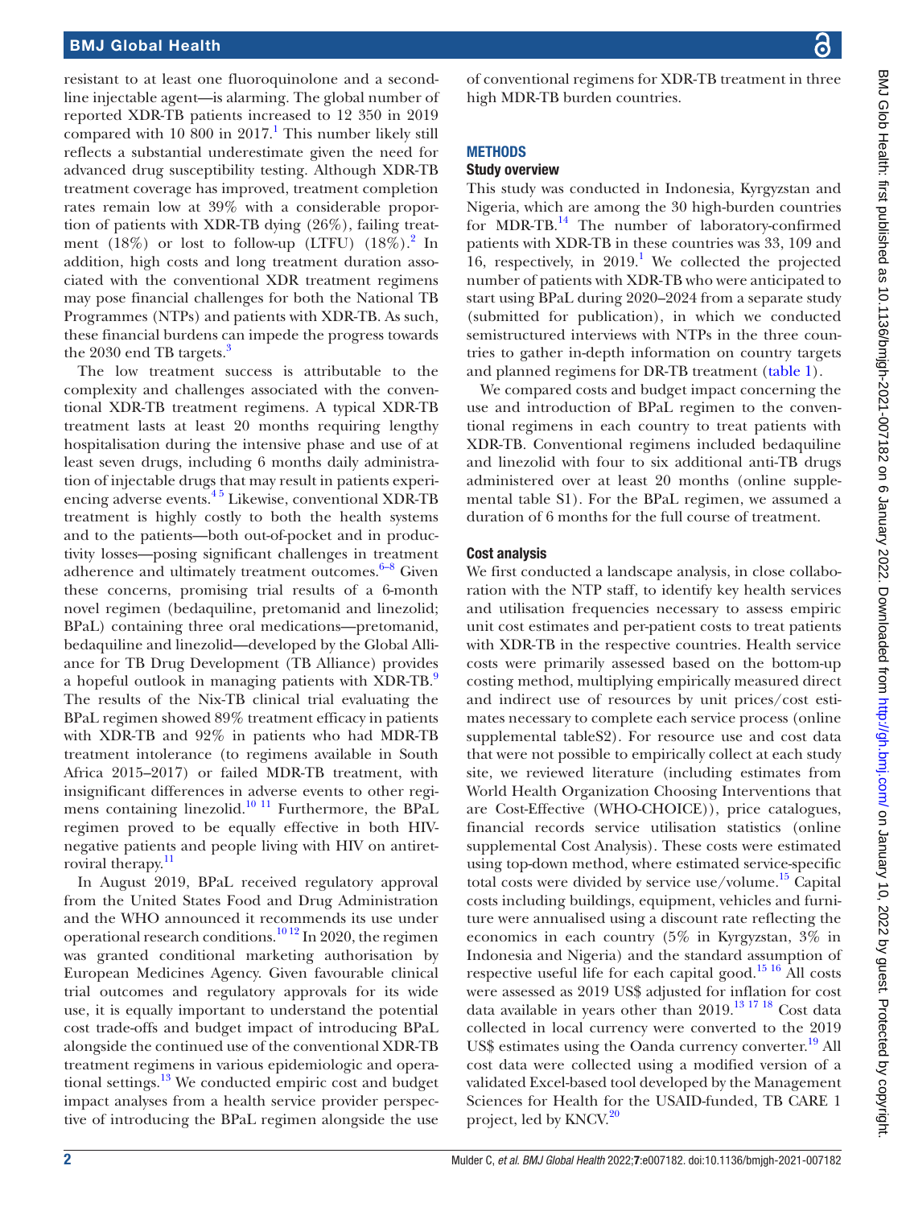resistant to at least one fluoroquinolone and a second-line injectable agent—is alarming. The global number of reported XDR-TB patients increased to 12 350 in 2019 compared with 10 800 in 2017.[1] This number likely still reflects a substantial underestimate given the need for advanced drug susceptibility testing. Although XDR-TB treatment coverage has improved, treatment completion rates remain low at 39% with a considerable proportion of patients with XDR-TB dying (26%), failing treatment (18%) or lost to follow-up (LTFU) (18%).[2] In addition, high costs and long treatment duration associated with the conventional XDR treatment regimens may pose financial challenges for both the National TB Programmes (NTPs) and patients with XDR-TB. As such, these financial burdens can impede the progress towards the 2030 end TB targets.[3]

The low treatment success is attributable to the complexity and challenges associated with the conventional XDR-TB treatment regimens. A typical XDR-TB treatment lasts at least 20 months requiring lengthy hospitalisation during the intensive phase and use of at least seven drugs, including 6 months daily administration of injectable drugs that may result in patients experiencing adverse events.[4,5] Likewise, conventional XDR-TB treatment is highly costly to both the health systems and to the patients—both out-of-pocket and in productivity losses—posing significant challenges in treatment adherence and ultimately treatment outcomes.[6–8] Given these concerns, promising trial results of a 6-month novel regimen (bedaquiline, pretomanid and linezolid; BPaL) containing three oral medications—pretomanid, bedaquiline and linezolid—developed by the Global Alliance for TB Drug Development (TB Alliance) provides a hopeful outlook in managing patients with XDR-TB.[9] The results of the Nix-TB clinical trial evaluating the BPaL regimen showed 89% treatment efficacy in patients with XDR-TB and 92% in patients who had MDR-TB treatment intolerance (to regimens available in South Africa 2015–2017) or failed MDR-TB treatment, with insignificant differences in adverse events to other regimens containing linezolid.[10,11] Furthermore, the BPaL regimen proved to be equally effective in both HIV-negative patients and people living with HIV on antiretroviral therapy.[11]

In August 2019, BPaL received regulatory approval from the United States Food and Drug Administration and the WHO announced it recommends its use under operational research conditions.[10,12] In 2020, the regimen was granted conditional marketing authorisation by European Medicines Agency. Given favourable clinical trial outcomes and regulatory approvals for its wide use, it is equally important to understand the potential cost trade-offs and budget impact of introducing BPaL alongside the continued use of the conventional XDR-TB treatment regimens in various epidemiologic and operational settings.[13] We conducted empiric cost and budget impact analyses from a health service provider perspective of introducing the BPaL regimen alongside the use of conventional regimens for XDR-TB treatment in three high MDR-TB burden countries.

## METHODS

### Study overview

This study was conducted in Indonesia, Kyrgyzstan and Nigeria, which are among the 30 high-burden countries for MDR-TB.[14] The number of laboratory-confirmed patients with XDR-TB in these countries was 33, 109 and 16, respectively, in 2019.[1] We collected the projected number of patients with XDR-TB who were anticipated to start using BPaL during 2020–2024 from a separate study (submitted for publication), in which we conducted semistructured interviews with NTPs in the three countries to gather in-depth information on country targets and planned regimens for DR-TB treatment (table 1).

We compared costs and budget impact concerning the use and introduction of BPaL regimen to the conventional regimens in each country to treat patients with XDR-TB. Conventional regimens included bedaquiline and linezolid with four to six additional anti-TB drugs administered over at least 20 months (online supplemental table S1). For the BPaL regimen, we assumed a duration of 6 months for the full course of treatment.

### Cost analysis

We first conducted a landscape analysis, in close collaboration with the NTP staff, to identify key health services and utilisation frequencies necessary to assess empiric unit cost estimates and per-patient costs to treat patients with XDR-TB in the respective countries. Health service costs were primarily assessed based on the bottom-up costing method, multiplying empirically measured direct and indirect use of resources by unit prices/cost estimates necessary to complete each service process (online supplemental tableS2). For resource use and cost data that were not possible to empirically collect at each study site, we reviewed literature (including estimates from World Health Organization Choosing Interventions that are Cost-Effective (WHO-CHOICE)), price catalogues, financial records service utilisation statistics (online supplemental Cost Analysis). These costs were estimated using top-down method, where estimated service-specific total costs were divided by service use/volume.[15] Capital costs including buildings, equipment, vehicles and furniture were annualised using a discount rate reflecting the economics in each country (5% in Kyrgyzstan, 3% in Indonesia and Nigeria) and the standard assumption of respective useful life for each capital good.[15,16] All costs were assessed as 2019 US$ adjusted for inflation for cost data available in years other than 2019.[13,17,18] Cost data collected in local currency were converted to the 2019 US$ estimates using the Oanda currency converter.[19] All cost data were collected using a modified version of a validated Excel-based tool developed by the Management Sciences for Health for the USAID-funded, TB CARE 1 project, led by KNCV.[20]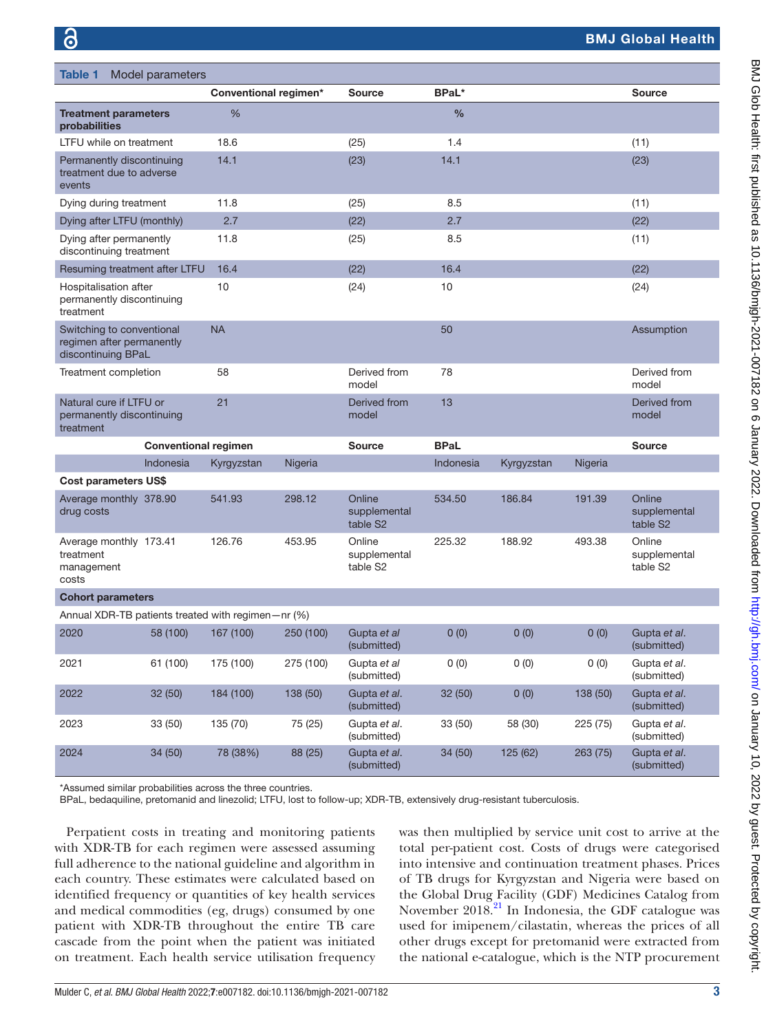**Table 1** Model parameters

| | Conventional regimen* | | | Source | BPaL* | | | Source |
|---|---|---|---|---|---|---|---|---|
| **Treatment parameters probabilities** | % | | | | % | | | |
| LTFU while on treatment | 18.6 | | | (25) | 1.4 | | | (11) |
| Permanently discontinuing treatment due to adverse events | 14.1 | | | (23) | 14.1 | | | (23) |
| Dying during treatment | 11.8 | | | (25) | 8.5 | | | (11) |
| Dying after LTFU (monthly) | 2.7 | | | (22) | 2.7 | | | (22) |
| Dying after permanently discontinuing treatment | 11.8 | | | (25) | 8.5 | | | (11) |
| Resuming treatment after LTFU | 16.4 | | | (22) | 16.4 | | | (22) |
| Hospitalisation after permanently discontinuing treatment | 10 | | | (24) | 10 | | | (24) |
| Switching to conventional regimen after permanently discontinuing BPaL | NA | | | | 50 | | | Assumption |
| Treatment completion | 58 | | | Derived from model | 78 | | | Derived from model |
| Natural cure if LTFU or permanently discontinuing treatment | 21 | | | Derived from model | 13 | | | Derived from model |
| | **Conventional regimen** | | | **Source** | **BPaL** | | | **Source** |
| | Indonesia | Kyrgyzstan | Nigeria | | Indonesia | Kyrgyzstan | Nigeria | |
| **Cost parameters US$** | | | | | | | | |
| Average monthly drug costs | 378.90 | 541.93 | 298.12 | Online supplemental table S2 | 534.50 | 186.84 | 191.39 | Online supplemental table S2 |
| Average monthly treatment management costs | 173.41 | 126.76 | 453.95 | Online supplemental table S2 | 225.32 | 188.92 | 493.38 | Online supplemental table S2 |
| **Cohort parameters** | | | | | | | | |
| Annual XDR-TB patients treated with regimen—nr (%) | | | | | | | | |
| 2020 | 58 (100) | 167 (100) | 250 (100) | Gupta *et al* (submitted) | 0 (0) | 0 (0) | 0 (0) | Gupta *et al.* (submitted) |
| 2021 | 61 (100) | 175 (100) | 275 (100) | Gupta *et al* (submitted) | 0 (0) | 0 (0) | 0 (0) | Gupta *et al.* (submitted) |
| 2022 | 32 (50) | 184 (100) | 138 (50) | Gupta *et al.* (submitted) | 32 (50) | 0 (0) | 138 (50) | Gupta *et al.* (submitted) |
| 2023 | 33 (50) | 135 (70) | 75 (25) | Gupta *et al.* (submitted) | 33 (50) | 58 (30) | 225 (75) | Gupta *et al.* (submitted) |
| 2024 | 34 (50) | 78 (38%) | 88 (25) | Gupta *et al.* (submitted) | 34 (50) | 125 (62) | 263 (75) | Gupta *et al.* (submitted) |

*Assumed similar probabilities across the three countries.
BPaL, bedaquiline, pretomanid and linezolid; LTFU, lost to follow-up; XDR-TB, extensively drug-resistant tuberculosis.

Perpatient costs in treating and monitoring patients with XDR-TB for each regimen were assessed assuming full adherence to the national guideline and algorithm in each country. These estimates were calculated based on identified frequency or quantities of key health services and medical commodities (eg, drugs) consumed by one patient with XDR-TB throughout the entire TB care cascade from the point when the patient was initiated on treatment. Each health service utilisation frequency was then multiplied by service unit cost to arrive at the total per-patient cost. Costs of drugs were categorised into intensive and continuation treatment phases. Prices of TB drugs for Kyrgyzstan and Nigeria were based on the Global Drug Facility (GDF) Medicines Catalog from November 2018.[21] In Indonesia, the GDF catalogue was used for imipenem/cilastatin, whereas the prices of all other drugs except for pretomanid were extracted from the national e-catalogue, which is the NTP procurement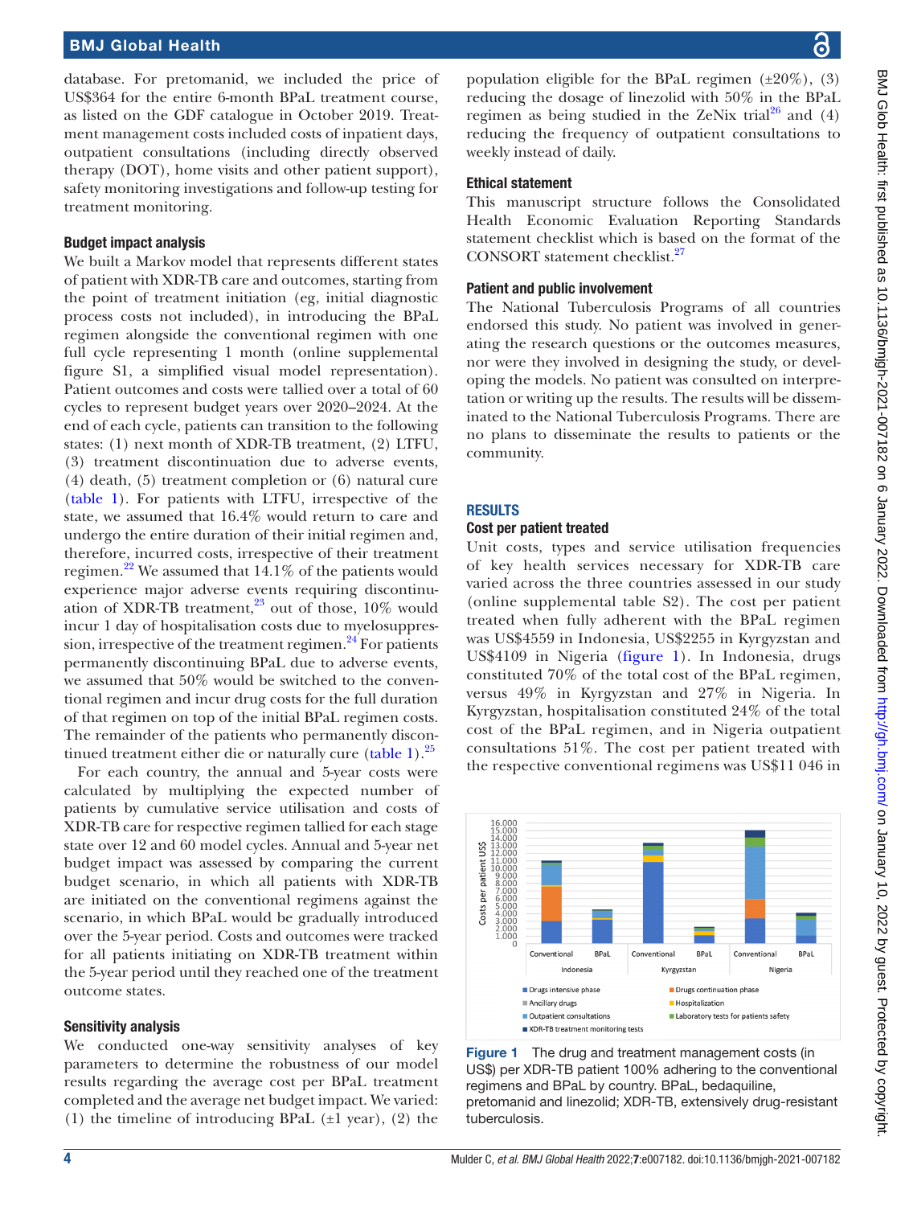database. For pretomanid, we included the price of US$364 for the entire 6-month BPaL treatment course, as listed on the GDF catalogue in October 2019. Treatment management costs included costs of inpatient days, outpatient consultations (including directly observed therapy (DOT), home visits and other patient support), safety monitoring investigations and follow-up testing for treatment monitoring.

### Budget impact analysis

We built a Markov model that represents different states of patient with XDR-TB care and outcomes, starting from the point of treatment initiation (eg, initial diagnostic process costs not included), in introducing the BPaL regimen alongside the conventional regimen with one full cycle representing 1 month (online supplemental figure S1, a simplified visual model representation). Patient outcomes and costs were tallied over a total of 60 cycles to represent budget years over 2020–2024. At the end of each cycle, patients can transition to the following states: (1) next month of XDR-TB treatment, (2) LTFU, (3) treatment discontinuation due to adverse events, (4) death, (5) treatment completion or (6) natural cure (table 1). For patients with LTFU, irrespective of the state, we assumed that 16.4% would return to care and undergo the entire duration of their initial regimen and, therefore, incurred costs, irrespective of their treatment regimen.[22] We assumed that 14.1% of the patients would experience major adverse events requiring discontinuation of XDR-TB treatment,[23] out of those, 10% would incur 1 day of hospitalisation costs due to myelosuppression, irrespective of the treatment regimen.[24] For patients permanently discontinuing BPaL due to adverse events, we assumed that 50% would be switched to the conventional regimen and incur drug costs for the full duration of that regimen on top of the initial BPaL regimen costs. The remainder of the patients who permanently discontinued treatment either die or naturally cure (table 1).[25]

For each country, the annual and 5-year costs were calculated by multiplying the expected number of patients by cumulative service utilisation and costs of XDR-TB care for respective regimen tallied for each stage state over 12 and 60 model cycles. Annual and 5-year net budget impact was assessed by comparing the current budget scenario, in which all patients with XDR-TB are initiated on the conventional regimens against the scenario, in which BPaL would be gradually introduced over the 5-year period. Costs and outcomes were tracked for all patients initiating on XDR-TB treatment within the 5-year period until they reached one of the treatment outcome states.

### Sensitivity analysis

We conducted one-way sensitivity analyses of key parameters to determine the robustness of our model results regarding the average cost per BPaL treatment completed and the average net budget impact. We varied: (1) the timeline of introducing BPaL (±1 year), (2) the population eligible for the BPaL regimen (±20%), (3) reducing the dosage of linezolid with 50% in the BPaL regimen as being studied in the ZeNix trial[26] and (4) reducing the frequency of outpatient consultations to weekly instead of daily.

### Ethical statement

This manuscript structure follows the Consolidated Health Economic Evaluation Reporting Standards statement checklist which is based on the format of the CONSORT statement checklist.[27]

### Patient and public involvement

The National Tuberculosis Programs of all countries endorsed this study. No patient was involved in generating the research questions or the outcomes measures, nor were they involved in designing the study, or developing the models. No patient was consulted on interpretation or writing up the results. The results will be disseminated to the National Tuberculosis Programs. There are no plans to disseminate the results to patients or the community.

## RESULTS

### Cost per patient treated

Unit costs, types and service utilisation frequencies of key health services necessary for XDR-TB care varied across the three countries assessed in our study (online supplemental table S2). The cost per patient treated when fully adherent with the BPaL regimen was US$4559 in Indonesia, US$2255 in Kyrgyzstan and US$4109 in Nigeria (figure 1). In Indonesia, drugs constituted 70% of the total cost of the BPaL regimen, versus 49% in Kyrgyzstan and 27% in Nigeria. In Kyrgyzstan, hospitalisation constituted 24% of the total cost of the BPaL regimen, and in Nigeria outpatient consultations 51%. The cost per patient treated with the respective conventional regimens was US$11 046 in

Figure 1 The drug and treatment management costs (in US$) per XDR-TB patient 100% adhering to the conventional regimens and BPaL by country. BPaL, bedaquiline, pretomanid and linezolid; XDR-TB, extensively drug-resistant tuberculosis.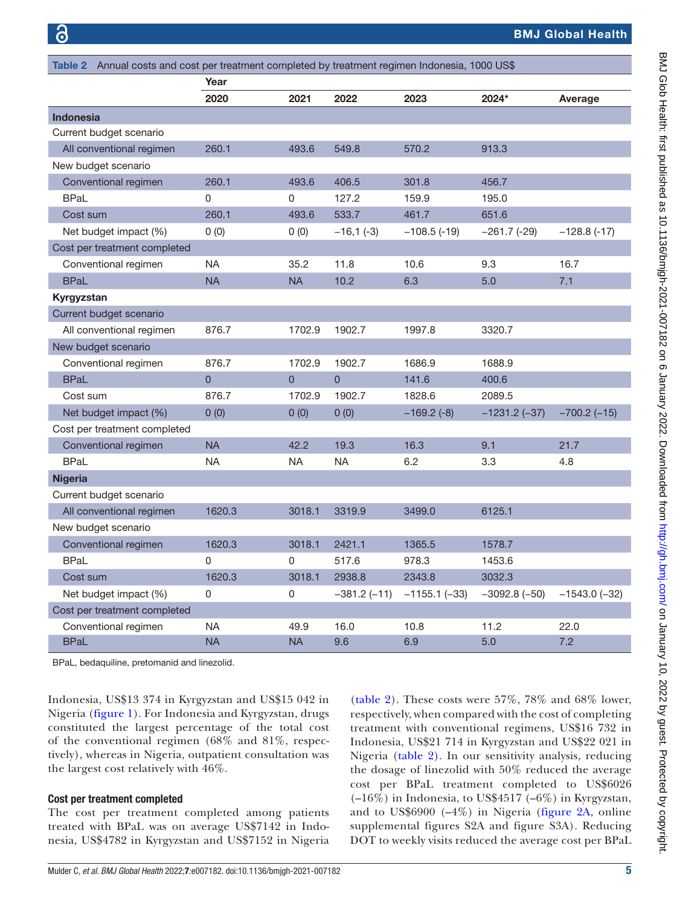**Table 2** Annual costs and cost per treatment completed by treatment regimen Indonesia, 1000 US$

| | Year | | | | | |
|---|---|---|---|---|---|---|
| | 2020 | 2021 | 2022 | 2023 | 2024* | Average |
| **Indonesia** | | | | | | |
| Current budget scenario | | | | | | |
| All conventional regimen | 260.1 | 493.6 | 549.8 | 570.2 | 913.3 | |
| New budget scenario | | | | | | |
| Conventional regimen | 260.1 | 493.6 | 406.5 | 301.8 | 456.7 | |
| BPaL | 0 | 0 | 127.2 | 159.9 | 195.0 | |
| Cost sum | 260.1 | 493.6 | 533.7 | 461.7 | 651.6 | |
| Net budget impact (%) | 0 (0) | 0 (0) | −16,1 (-3) | −108.5 (-19) | −261.7 (-29) | −128.8 (-17) |
| Cost per treatment completed | | | | | | |
| Conventional regimen | NA | 35.2 | 11.8 | 10.6 | 9.3 | 16.7 |
| BPaL | NA | NA | 10.2 | 6.3 | 5.0 | 7.1 |
| **Kyrgyzstan** | | | | | | |
| Current budget scenario | | | | | | |
| All conventional regimen | 876.7 | 1702.9 | 1902.7 | 1997.8 | 3320.7 | |
| New budget scenario | | | | | | |
| Conventional regimen | 876.7 | 1702.9 | 1902.7 | 1686.9 | 1688.9 | |
| BPaL | 0 | 0 | 0 | 141.6 | 400.6 | |
| Cost sum | 876.7 | 1702.9 | 1902.7 | 1828.6 | 2089.5 | |
| Net budget impact (%) | 0 (0) | 0 (0) | 0 (0) | −169.2 (-8) | −1231.2 (−37) | −700.2 (−15) |
| Cost per treatment completed | | | | | | |
| Conventional regimen | NA | 42.2 | 19.3 | 16.3 | 9.1 | 21.7 |
| BPaL | NA | NA | NA | 6.2 | 3.3 | 4.8 |
| **Nigeria** | | | | | | |
| Current budget scenario | | | | | | |
| All conventional regimen | 1620.3 | 3018.1 | 3319.9 | 3499.0 | 6125.1 | |
| New budget scenario | | | | | | |
| Conventional regimen | 1620.3 | 3018.1 | 2421.1 | 1365.5 | 1578.7 | |
| BPaL | 0 | 0 | 517.6 | 978.3 | 1453.6 | |
| Cost sum | 1620.3 | 3018.1 | 2938.8 | 2343.8 | 3032.3 | |
| Net budget impact (%) | 0 | 0 | −381.2 (−11) | −1155.1 (−33) | −3092.8 (−50) | −1543.0 (−32) |
| Cost per treatment completed | | | | | | |
| Conventional regimen | NA | 49.9 | 16.0 | 10.8 | 11.2 | 22.0 |
| BPaL | NA | NA | 9.6 | 6.9 | 5.0 | 7.2 |

BPaL, bedaquiline, pretomanid and linezolid.

Indonesia, US$13 374 in Kyrgyzstan and US$15 042 in Nigeria (figure 1). For Indonesia and Kyrgyzstan, drugs constituted the largest percentage of the total cost of the conventional regimen (68% and 81%, respectively), whereas in Nigeria, outpatient consultation was the largest cost relatively with 46%.

### Cost per treatment completed

The cost per treatment completed among patients treated with BPaL was on average US$7142 in Indonesia, US$4782 in Kyrgyzstan and US$7152 in Nigeria (table 2). These costs were 57%, 78% and 68% lower, respectively, when compared with the cost of completing treatment with conventional regimens, US$16 732 in Indonesia, US$21 714 in Kyrgyzstan and US$22 021 in Nigeria (table 2). In our sensitivity analysis, reducing the dosage of linezolid with 50% reduced the average cost per BPaL treatment completed to US$6026 (−16%) in Indonesia, to US$4517 (−6%) in Kyrgyzstan, and to US$6900 (−4%) in Nigeria (figure 2A, online supplemental figures S2A and figure S3A). Reducing DOT to weekly visits reduced the average cost per BPaL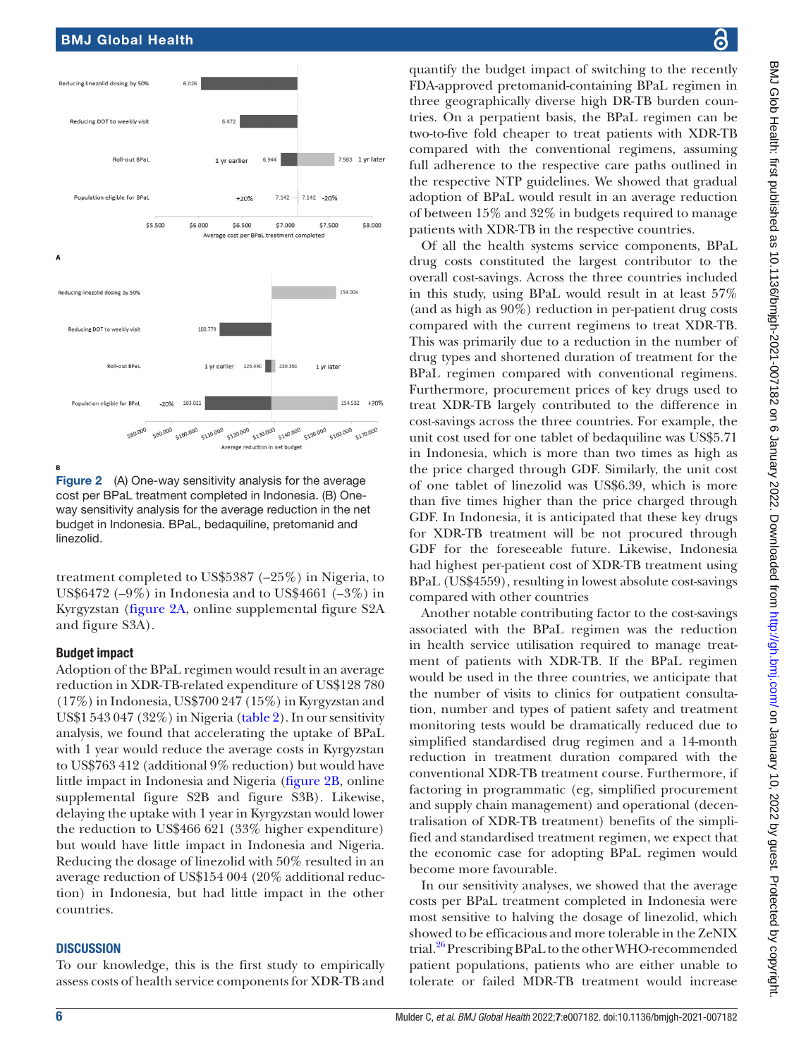Figure 2 (A) One-way sensitivity analysis for the average cost per BPaL treatment completed in Indonesia. (B) One-way sensitivity analysis for the average reduction in the net budget in Indonesia. BPaL, bedaquiline, pretomanid and linezolid.

treatment completed to US$5387 (–25%) in Nigeria, to US$6472 (–9%) in Indonesia and to US$4661 (–3%) in Kyrgyzstan (figure 2A, online supplemental figure S2A and figure S3A).

### Budget impact

Adoption of the BPaL regimen would result in an average reduction in XDR-TB-related expenditure of US$128 780 (17%) in Indonesia, US$700 247 (15%) in Kyrgyzstan and US$1 543 047 (32%) in Nigeria (table 2). In our sensitivity analysis, we found that accelerating the uptake of BPaL with 1 year would reduce the average costs in Kyrgyzstan to US$763 412 (additional 9% reduction) but would have little impact in Indonesia and Nigeria (figure 2B, online supplemental figure S2B and figure S3B). Likewise, delaying the uptake with 1 year in Kyrgyzstan would lower the reduction to US$466 621 (33% higher expenditure) but would have little impact in Indonesia and Nigeria. Reducing the dosage of linezolid with 50% resulted in an average reduction of US$154 004 (20% additional reduction) in Indonesia, but had little impact in the other countries.

## DISCUSSION

To our knowledge, this is the first study to empirically assess costs of health service components for XDR-TB and quantify the budget impact of switching to the recently FDA-approved pretomanid-containing BPaL regimen in three geographically diverse high DR-TB burden countries. On a perpatient basis, the BPaL regimen can be two-to-five fold cheaper to treat patients with XDR-TB compared with the conventional regimens, assuming full adherence to the respective care paths outlined in the respective NTP guidelines. We showed that gradual adoption of BPaL would result in an average reduction of between 15% and 32% in budgets required to manage patients with XDR-TB in the respective countries.

Of all the health systems service components, BPaL drug costs constituted the largest contributor to the overall cost-savings. Across the three countries included in this study, using BPaL would result in at least 57% (and as high as 90%) reduction in per-patient drug costs compared with the current regimens to treat XDR-TB. This was primarily due to a reduction in the number of drug types and shortened duration of treatment for the BPaL regimen compared with conventional regimens. Furthermore, procurement prices of key drugs used to treat XDR-TB largely contributed to the difference in cost-savings across the three countries. For example, the unit cost used for one tablet of bedaquiline was US$5.71 in Indonesia, which is more than two times as high as the price charged through GDF. Similarly, the unit cost of one tablet of linezolid was US$6.39, which is more than five times higher than the price charged through GDF. In Indonesia, it is anticipated that these key drugs for XDR-TB treatment will be not procured through GDF for the foreseeable future. Likewise, Indonesia had highest per-patient cost of XDR-TB treatment using BPaL (US$4559), resulting in lowest absolute cost-savings compared with other countries

Another notable contributing factor to the cost-savings associated with the BPaL regimen was the reduction in health service utilisation required to manage treatment of patients with XDR-TB. If the BPaL regimen would be used in the three countries, we anticipate that the number of visits to clinics for outpatient consultation, number and types of patient safety and treatment monitoring tests would be dramatically reduced due to simplified standardised drug regimen and a 14-month reduction in treatment duration compared with the conventional XDR-TB treatment course. Furthermore, if factoring in programmatic (eg, simplified procurement and supply chain management) and operational (decentralisation of XDR-TB treatment) benefits of the simplified and standardised treatment regimen, we expect that the economic case for adopting BPaL regimen would become more favourable.

In our sensitivity analyses, we showed that the average costs per BPaL treatment completed in Indonesia were most sensitive to halving the dosage of linezolid, which showed to be efficacious and more tolerable in the ZeNIX trial.[26] Prescribing BPaL to the other WHO-recommended patient populations, patients who are either unable to tolerate or failed MDR-TB treatment would increase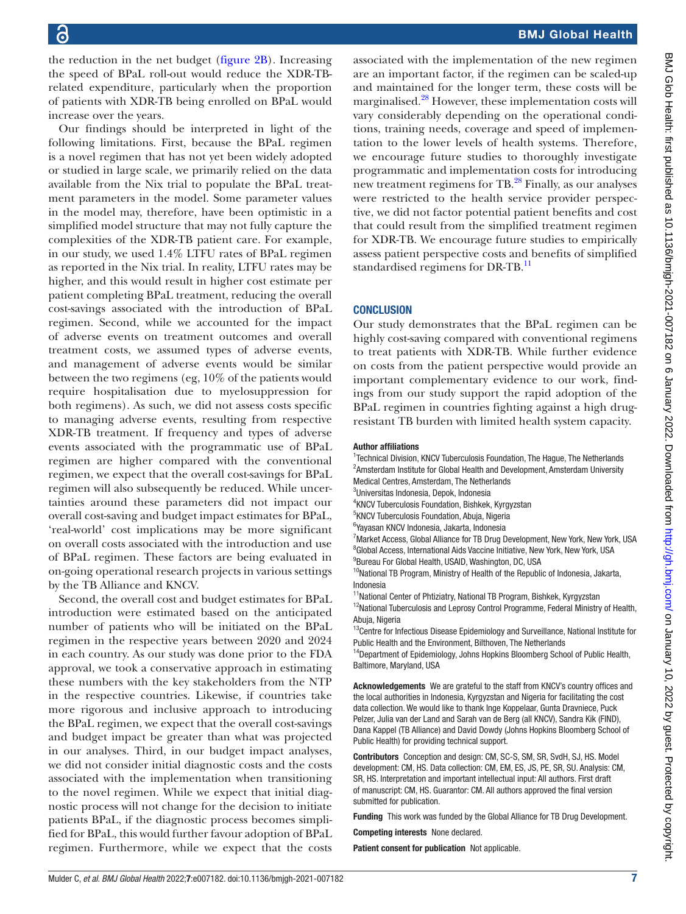the reduction in the net budget (figure 2B). Increasing the speed of BPaL roll-out would reduce the XDR-TB-related expenditure, particularly when the proportion of patients with XDR-TB being enrolled on BPaL would increase over the years.

Our findings should be interpreted in light of the following limitations. First, because the BPaL regimen is a novel regimen that has not yet been widely adopted or studied in large scale, we primarily relied on the data available from the Nix trial to populate the BPaL treatment parameters in the model. Some parameter values in the model may, therefore, have been optimistic in a simplified model structure that may not fully capture the complexities of the XDR-TB patient care. For example, in our study, we used 1.4% LTFU rates of BPaL regimen as reported in the Nix trial. In reality, LTFU rates may be higher, and this would result in higher cost estimate per patient completing BPaL treatment, reducing the overall cost-savings associated with the introduction of BPaL regimen. Second, while we accounted for the impact of adverse events on treatment outcomes and overall treatment costs, we assumed types of adverse events, and management of adverse events would be similar between the two regimens (eg, 10% of the patients would require hospitalisation due to myelosuppression for both regimens). As such, we did not assess costs specific to managing adverse events, resulting from respective XDR-TB treatment. If frequency and types of adverse events associated with the programmatic use of BPaL regimen are higher compared with the conventional regimen, we expect that the overall cost-savings for BPaL regimen will also subsequently be reduced. While uncertainties around these parameters did not impact our overall cost-saving and budget impact estimates for BPaL, 'real-world' cost implications may be more significant on overall costs associated with the introduction and use of BPaL regimen. These factors are being evaluated in on-going operational research projects in various settings by the TB Alliance and KNCV.

Second, the overall cost and budget estimates for BPaL introduction were estimated based on the anticipated number of patients who will be initiated on the BPaL regimen in the respective years between 2020 and 2024 in each country. As our study was done prior to the FDA approval, we took a conservative approach in estimating these numbers with the key stakeholders from the NTP in the respective countries. Likewise, if countries take more rigorous and inclusive approach to introducing the BPaL regimen, we expect that the overall cost-savings and budget impact be greater than what was projected in our analyses. Third, in our budget impact analyses, we did not consider initial diagnostic costs and the costs associated with the implementation when transitioning to the novel regimen. While we expect that initial diagnostic process will not change for the decision to initiate patients BPaL, if the diagnostic process becomes simplified for BPaL, this would further favour adoption of BPaL regimen. Furthermore, while we expect that the costs associated with the implementation of the new regimen are an important factor, if the regimen can be scaled-up and maintained for the longer term, these costs will be marginalised.[28] However, these implementation costs will vary considerably depending on the operational conditions, training needs, coverage and speed of implementation to the lower levels of health systems. Therefore, we encourage future studies to thoroughly investigate programmatic and implementation costs for introducing new treatment regimens for TB.[28] Finally, as our analyses were restricted to the health service provider perspective, we did not factor potential patient benefits and cost that could result from the simplified treatment regimen for XDR-TB. We encourage future studies to empirically assess patient perspective costs and benefits of simplified standardised regimens for DR-TB.[11]

## CONCLUSION

Our study demonstrates that the BPaL regimen can be highly cost-saving compared with conventional regimens to treat patients with XDR-TB. While further evidence on costs from the patient perspective would provide an important complementary evidence to our work, findings from our study support the rapid adoption of the BPaL regimen in countries fighting against a high drug-resistant TB burden with limited health system capacity.

**Author affiliations**

[1]Technical Division, KNCV Tuberculosis Foundation, The Hague, The Netherlands
[2]Amsterdam Institute for Global Health and Development, Amsterdam University Medical Centres, Amsterdam, The Netherlands
[3]Universitas Indonesia, Depok, Indonesia
[4]KNCV Tuberculosis Foundation, Bishkek, Kyrgyzstan
[5]KNCV Tuberculosis Foundation, Abuja, Nigeria
[6]Yayasan KNCV Indonesia, Jakarta, Indonesia
[7]Market Access, Global Alliance for TB Drug Development, New York, New York, USA
[8]Global Access, International Aids Vaccine Initiative, New York, New York, USA
[9]Bureau For Global Health, USAID, Washington, DC, USA
[10]National TB Program, Ministry of Health of the Republic of Indonesia, Jakarta, Indonesia
[11]National Center of Phtiziatry, National TB Program, Bishkek, Kyrgyzstan
[12]National Tuberculosis and Leprosy Control Programme, Federal Ministry of Health, Abuja, Nigeria
[13]Centre for Infectious Disease Epidemiology and Surveillance, National Institute for Public Health and the Environment, Bilthoven, The Netherlands
[14]Department of Epidemiology, Johns Hopkins Bloomberg School of Public Health, Baltimore, Maryland, USA

**Acknowledgements** We are grateful to the staff from KNCV's country offices and the local authorities in Indonesia, Kyrgyzstan and Nigeria for facilitating the cost data collection. We would like to thank Inge Koppelaar, Gunta Dravniece, Puck Pelzer, Julia van der Land and Sarah van de Berg (all KNCV), Sandra Kik (FIND), Dana Kappel (TB Alliance) and David Dowdy (Johns Hopkins Bloomberg School of Public Health) for providing technical support.

**Contributors** Conception and design: CM, SC-S, SM, SR, SvdH, SJ, HS. Model development: CM, HS. Data collection: CM, EM, ES, JS, PE, SR, SU. Analysis: CM, SR, HS. Interpretation and important intellectual input: All authors. First draft of manuscript: CM, HS. Guarantor: CM. All authors approved the final version submitted for publication.

**Funding** This work was funded by the Global Alliance for TB Drug Development.

**Competing interests** None declared.

**Patient consent for publication** Not applicable.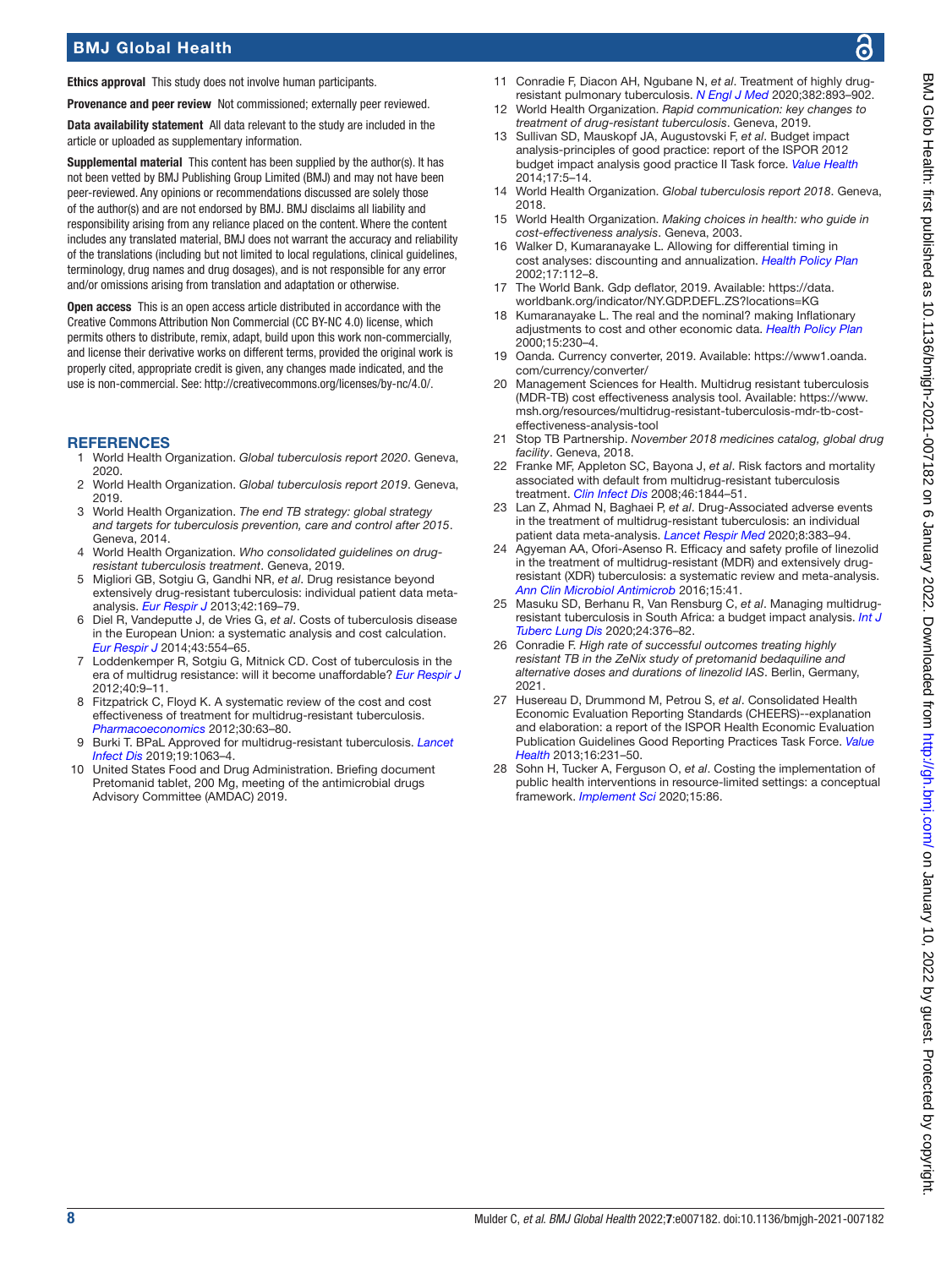**Ethics approval** This study does not involve human participants.

**Provenance and peer review** Not commissioned; externally peer reviewed.

**Data availability statement** All data relevant to the study are included in the article or uploaded as supplementary information.

**Supplemental material** This content has been supplied by the author(s). It has not been vetted by BMJ Publishing Group Limited (BMJ) and may not have been peer-reviewed. Any opinions or recommendations discussed are solely those of the author(s) and are not endorsed by BMJ. BMJ disclaims all liability and responsibility arising from any reliance placed on the content. Where the content includes any translated material, BMJ does not warrant the accuracy and reliability of the translations (including but not limited to local regulations, clinical guidelines, terminology, drug names and drug dosages), and is not responsible for any error and/or omissions arising from translation and adaptation or otherwise.

**Open access** This is an open access article distributed in accordance with the Creative Commons Attribution Non Commercial (CC BY-NC 4.0) license, which permits others to distribute, remix, adapt, build upon this work non-commercially, and license their derivative works on different terms, provided the original work is properly cited, appropriate credit is given, any changes made indicated, and the use is non-commercial. See: http://creativecommons.org/licenses/by-nc/4.0/.

## REFERENCES

1. World Health Organization. *Global tuberculosis report 2020*. Geneva, 2020.
2. World Health Organization. *Global tuberculosis report 2019*. Geneva, 2019.
3. World Health Organization. *The end TB strategy: global strategy and targets for tuberculosis prevention, care and control after 2015*. Geneva, 2014.
4. World Health Organization. *Who consolidated guidelines on drug-resistant tuberculosis treatment*. Geneva, 2019.
5. Migliori GB, Sotgiu G, Gandhi NR, *et al*. Drug resistance beyond extensively drug-resistant tuberculosis: individual patient data meta-analysis. *Eur Respir J* 2013;42:169–79.
6. Diel R, Vandeputte J, de Vries G, *et al*. Costs of tuberculosis disease in the European Union: a systematic analysis and cost calculation. *Eur Respir J* 2014;43:554–65.
7. Loddenkemper R, Sotgiu G, Mitnick CD. Cost of tuberculosis in the era of multidrug resistance: will it become unaffordable? *Eur Respir J* 2012;40:9–11.
8. Fitzpatrick C, Floyd K. A systematic review of the cost and cost effectiveness of treatment for multidrug-resistant tuberculosis. *Pharmacoeconomics* 2012;30:63–80.
9. Burki T. BPaL Approved for multidrug-resistant tuberculosis. *Lancet Infect Dis* 2019;19:1063–4.
10. United States Food and Drug Administration. Briefing document Pretomanid tablet, 200 Mg, meeting of the antimicrobial drugs Advisory Committee (AMDAC) 2019.
11. Conradie F, Diacon AH, Ngubane N, *et al*. Treatment of highly drug-resistant pulmonary tuberculosis. *N Engl J Med* 2020;382:893–902.
12. World Health Organization. *Rapid communication: key changes to treatment of drug-resistant tuberculosis*. Geneva, 2019.
13. Sullivan SD, Mauskopf JA, Augustovski F, *et al*. Budget impact analysis-principles of good practice: report of the ISPOR 2012 budget impact analysis good practice II Task force. *Value Health* 2014;17:5–14.
14. World Health Organization. *Global tuberculosis report 2018*. Geneva, 2018.
15. World Health Organization. *Making choices in health: who guide in cost-effectiveness analysis*. Geneva, 2003.
16. Walker D, Kumaranayake L. Allowing for differential timing in cost analyses: discounting and annualization. *Health Policy Plan* 2002;17:112–8.
17. The World Bank. Gdp deflator, 2019. Available: https://data.worldbank.org/indicator/NY.GDP.DEFL.ZS?locations=KG
18. Kumaranayake L. The real and the nominal? making Inflationary adjustments to cost and other economic data. *Health Policy Plan* 2000;15:230–4.
19. Oanda. Currency converter, 2019. Available: https://www1.oanda.com/currency/converter/
20. Management Sciences for Health. Multidrug resistant tuberculosis (MDR-TB) cost effectiveness analysis tool. Available: https://www.msh.org/resources/multidrug-resistant-tuberculosis-mdr-tb-cost-effectiveness-analysis-tool
21. Stop TB Partnership. *November 2018 medicines catalog, global drug facility*. Geneva, 2018.
22. Franke MF, Appleton SC, Bayona J, *et al*. Risk factors and mortality associated with default from multidrug-resistant tuberculosis treatment. *Clin Infect Dis* 2008;46:1844–51.
23. Lan Z, Ahmad N, Baghaei P, *et al*. Drug-Associated adverse events in the treatment of multidrug-resistant tuberculosis: an individual patient data meta-analysis. *Lancet Respir Med* 2020;8:383–94.
24. Agyeman AA, Ofori-Asenso R. Efficacy and safety profile of linezolid in the treatment of multidrug-resistant (MDR) and extensively drug-resistant (XDR) tuberculosis: a systematic review and meta-analysis. *Ann Clin Microbiol Antimicrob* 2016;15:41.
25. Masuku SD, Berhanu R, Van Rensburg C, *et al*. Managing multidrug-resistant tuberculosis in South Africa: a budget impact analysis. *Int J Tuberc Lung Dis* 2020;24:376–82.
26. Conradie F. *High rate of successful outcomes treating highly resistant TB in the ZeNix study of pretomanid bedaquiline and alternative doses and durations of linezolid IAS*. Berlin, Germany, 2021.
27. Husereau D, Drummond M, Petrou S, *et al*. Consolidated Health Economic Evaluation Reporting Standards (CHEERS)--explanation and elaboration: a report of the ISPOR Health Economic Evaluation Publication Guidelines Good Reporting Practices Task Force. *Value Health* 2013;16:231–50.
28. Sohn H, Tucker A, Ferguson O, *et al*. Costing the implementation of public health interventions in resource-limited settings: a conceptual framework. *Implement Sci* 2020;15:86.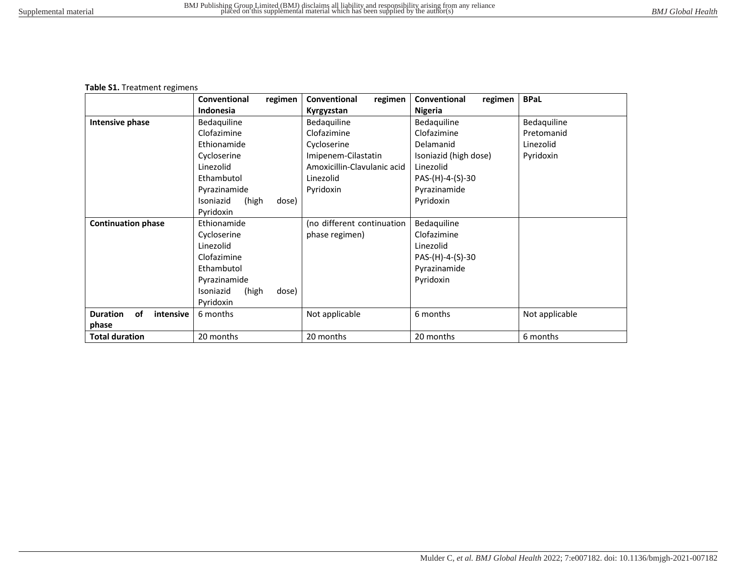**Table S1.** Treatment regimens

| | Conventional regimen Indonesia | Conventional regimen Kyrgyzstan | Conventional regimen Nigeria | BPaL |
|---|---|---|---|---|
| **Intensive phase** | Bedaquiline<br>Clofazimine<br>Ethionamide<br>Cycloserine<br>Linezolid<br>Ethambutol<br>Pyrazinamide<br>Isoniazid (high dose)<br>Pyridoxin | Bedaquiline<br>Clofazimine<br>Cycloserine<br>Imipenem-Cilastatin<br>Amoxicillin-Clavulanic acid<br>Linezolid<br>Pyridoxin | Bedaquiline<br>Clofazimine<br>Delamanid<br>Isoniazid (high dose)<br>Linezolid<br>PAS-(H)-4-(S)-30<br>Pyrazinamide<br>Pyridoxin | Bedaquiline<br>Pretomanid<br>Linezolid<br>Pyridoxin |
| **Continuation phase** | Ethionamide<br>Cycloserine<br>Linezolid<br>Clofazimine<br>Ethambutol<br>Pyrazinamide<br>Isoniazid (high dose)<br>Pyridoxin | (no different continuation phase regimen) | Bedaquiline<br>Clofazimine<br>Linezolid<br>PAS-(H)-4-(S)-30<br>Pyrazinamide<br>Pyridoxin | |
| **Duration of intensive phase** | 6 months | Not applicable | 6 months | Not applicable |
| **Total duration** | 20 months | 20 months | 20 months | 6 months |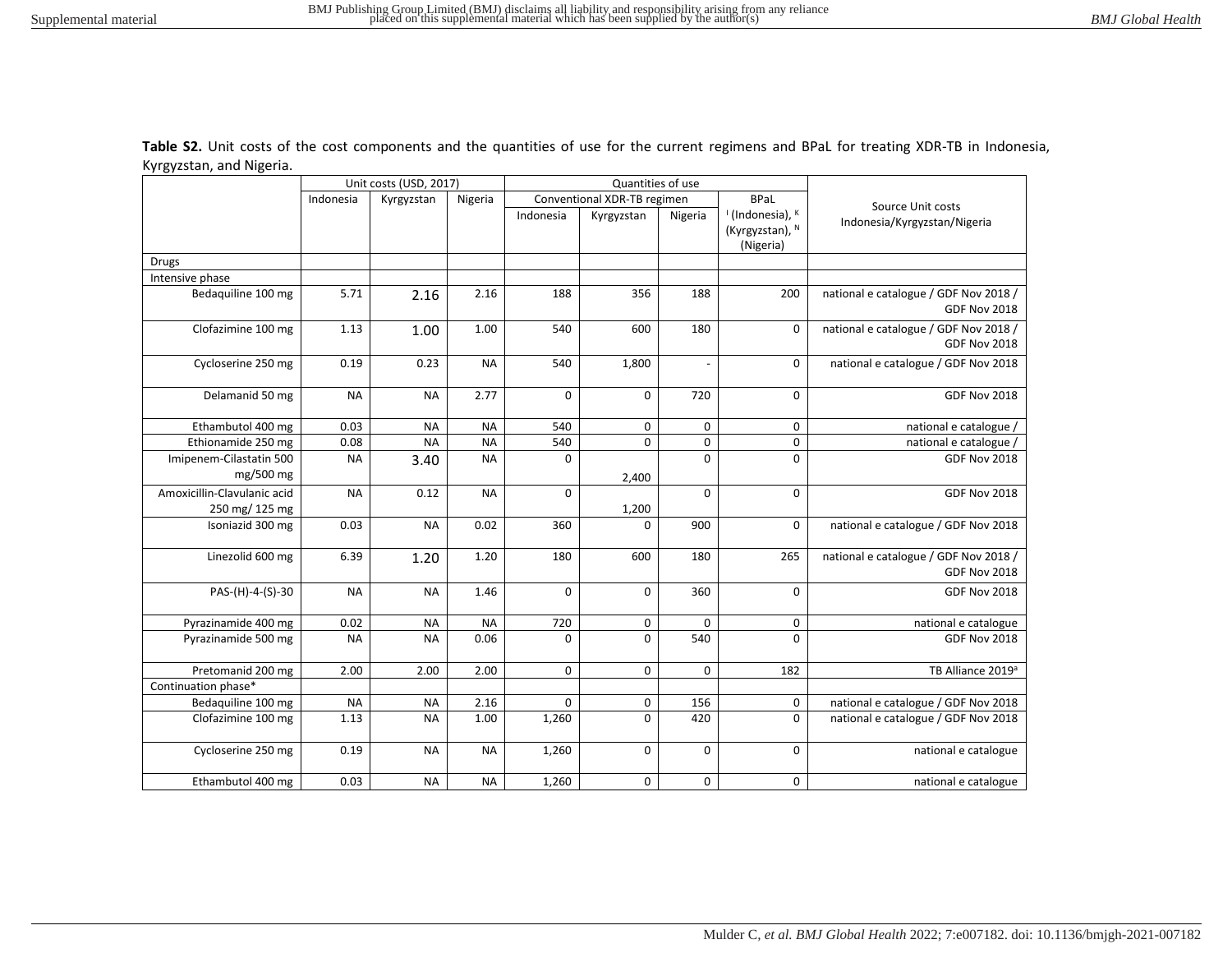**Table S2.** Unit costs of the cost components and the quantities of use for the current regimens and BPaL for treating XDR-TB in Indonesia, Kyrgyzstan, and Nigeria.

| | Unit costs (USD, 2017) | | | Quantities of use | | | | Source Unit costs Indonesia/Kyrgyzstan/Nigeria |
|---|---|---|---|---|---|---|---|---|
| | Indonesia | Kyrgyzstan | Nigeria | Conventional XDR-TB regimen | | | BPaL | |
| | | | | Indonesia | Kyrgyzstan | Nigeria | [I] (Indonesia), [K] (Kyrgyzstan), [N] (Nigeria) | |
| Drugs | | | | | | | | |
| Intensive phase | | | | | | | | |
| Bedaquiline 100 mg | 5.71 | 2.16 | 2.16 | 188 | 356 | 188 | 200 | national e catalogue / GDF Nov 2018 / GDF Nov 2018 |
| Clofazimine 100 mg | 1.13 | 1.00 | 1.00 | 540 | 600 | 180 | 0 | national e catalogue / GDF Nov 2018 / GDF Nov 2018 |
| Cycloserine 250 mg | 0.19 | 0.23 | NA | 540 | 1,800 | - | 0 | national e catalogue / GDF Nov 2018 |
| Delamanid 50 mg | NA | NA | 2.77 | 0 | 0 | 720 | 0 | GDF Nov 2018 |
| Ethambutol 400 mg | 0.03 | NA | NA | 540 | 0 | 0 | 0 | national e catalogue / |
| Ethionamide 250 mg | 0.08 | NA | NA | 540 | 0 | 0 | 0 | national e catalogue / |
| Imipenem-Cilastatin 500 mg/500 mg | NA | 3.40 | NA | 0 | 2,400 | 0 | 0 | GDF Nov 2018 |
| Amoxicillin-Clavulanic acid 250 mg/ 125 mg | NA | 0.12 | NA | 0 | 1,200 | 0 | 0 | GDF Nov 2018 |
| Isoniazid 300 mg | 0.03 | NA | 0.02 | 360 | 0 | 900 | 0 | national e catalogue / GDF Nov 2018 |
| Linezolid 600 mg | 6.39 | 1.20 | 1.20 | 180 | 600 | 180 | 265 | national e catalogue / GDF Nov 2018 / GDF Nov 2018 |
| PAS-(H)-4-(S)-30 | NA | NA | 1.46 | 0 | 0 | 360 | 0 | GDF Nov 2018 |
| Pyrazinamide 400 mg | 0.02 | NA | NA | 720 | 0 | 0 | 0 | national e catalogue |
| Pyrazinamide 500 mg | NA | NA | 0.06 | 0 | 0 | 540 | 0 | GDF Nov 2018 |
| Pretomanid 200 mg | 2.00 | 2.00 | 2.00 | 0 | 0 | 0 | 182 | TB Alliance 2019[a] |
| Continuation phase* | | | | | | | | |
| Bedaquiline 100 mg | NA | NA | 2.16 | 0 | 0 | 156 | 0 | national e catalogue / GDF Nov 2018 |
| Clofazimine 100 mg | 1.13 | NA | 1.00 | 1,260 | 0 | 420 | 0 | national e catalogue / GDF Nov 2018 |
| Cycloserine 250 mg | 0.19 | NA | NA | 1,260 | 0 | 0 | 0 | national e catalogue |
| Ethambutol 400 mg | 0.03 | NA | NA | 1,260 | 0 | 0 | 0 | national e catalogue |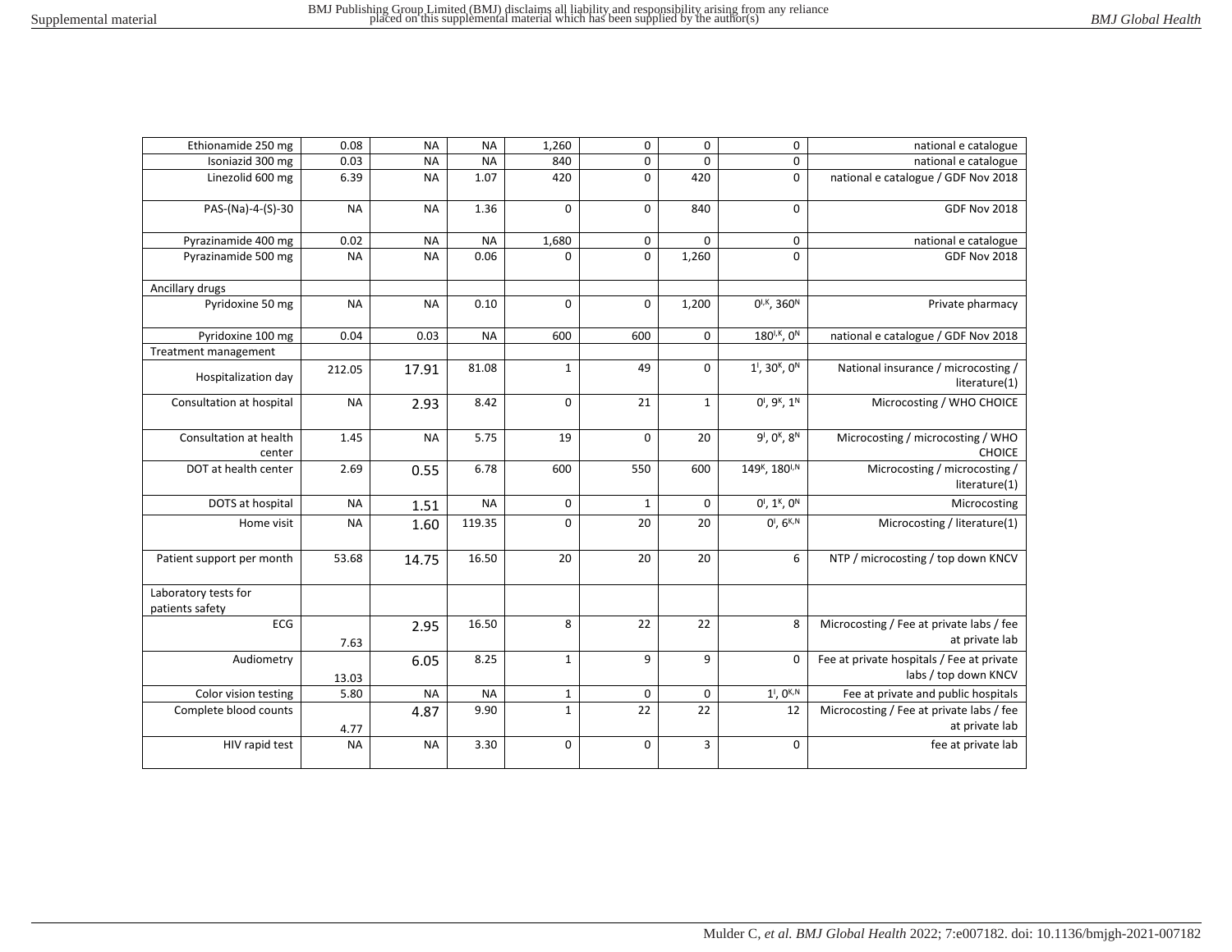| | | | | | | | | |
|---|---|---|---|---|---|---|---|---|
| Ethionamide 250 mg | 0.08 | NA | NA | 1,260 | 0 | 0 | 0 | national e catalogue |
| Isoniazid 300 mg | 0.03 | NA | NA | 840 | 0 | 0 | 0 | national e catalogue |
| Linezolid 600 mg | 6.39 | NA | 1.07 | 420 | 0 | 420 | 0 | national e catalogue / GDF Nov 2018 |
| PAS-(Na)-4-(S)-30 | NA | NA | 1.36 | 0 | 0 | 840 | 0 | GDF Nov 2018 |
| Pyrazinamide 400 mg | 0.02 | NA | NA | 1,680 | 0 | 0 | 0 | national e catalogue |
| Pyrazinamide 500 mg | NA | NA | 0.06 | 0 | 0 | 1,260 | 0 | GDF Nov 2018 |
| Ancillary drugs | | | | | | | | |
| Pyridoxine 50 mg | NA | NA | 0.10 | 0 | 0 | 1,200 | 0[I,K], 360[N] | Private pharmacy |
| Pyridoxine 100 mg | 0.04 | 0.03 | NA | 600 | 600 | 0 | 180[I,K], 0[N] | national e catalogue / GDF Nov 2018 |
| Treatment management | | | | | | | | |
| Hospitalization day | 212.05 | 17.91 | 81.08 | 1 | 49 | 0 | 1[I], 30[K], 0[N] | National insurance / microcosting / literature(1) |
| Consultation at hospital | NA | 2.93 | 8.42 | 0 | 21 | 1 | 0[I], 9[K], 1[N] | Microcosting / WHO CHOICE |
| Consultation at health center | 1.45 | NA | 5.75 | 19 | 0 | 20 | 9[I], 0[K], 8[N] | Microcosting / microcosting / WHO CHOICE |
| DOT at health center | 2.69 | 0.55 | 6.78 | 600 | 550 | 600 | 149[K], 180[I,N] | Microcosting / microcosting / literature(1) |
| DOTS at hospital | NA | 1.51 | NA | 0 | 1 | 0 | 0[I], 1[K], 0[N] | Microcosting |
| Home visit | NA | 1.60 | 119.35 | 0 | 20 | 20 | 0[I], 6[K,N] | Microcosting / literature(1) |
| Patient support per month | 53.68 | 14.75 | 16.50 | 20 | 20 | 20 | 6 | NTP / microcosting / top down KNCV |
| Laboratory tests for patients safety | | | | | | | | |
| ECG | 7.63 | 2.95 | 16.50 | 8 | 22 | 22 | 8 | Microcosting / Fee at private labs / fee at private lab |
| Audiometry | 13.03 | 6.05 | 8.25 | 1 | 9 | 9 | 0 | Fee at private hospitals / Fee at private labs / top down KNCV |
| Color vision testing | 5.80 | NA | NA | 1 | 0 | 0 | 1[I], 0[K,N] | Fee at private and public hospitals |
| Complete blood counts | 4.77 | 4.87 | 9.90 | 1 | 22 | 22 | 12 | Microcosting / Fee at private labs / fee at private lab |
| HIV rapid test | NA | NA | 3.30 | 0 | 0 | 3 | 0 | fee at private lab |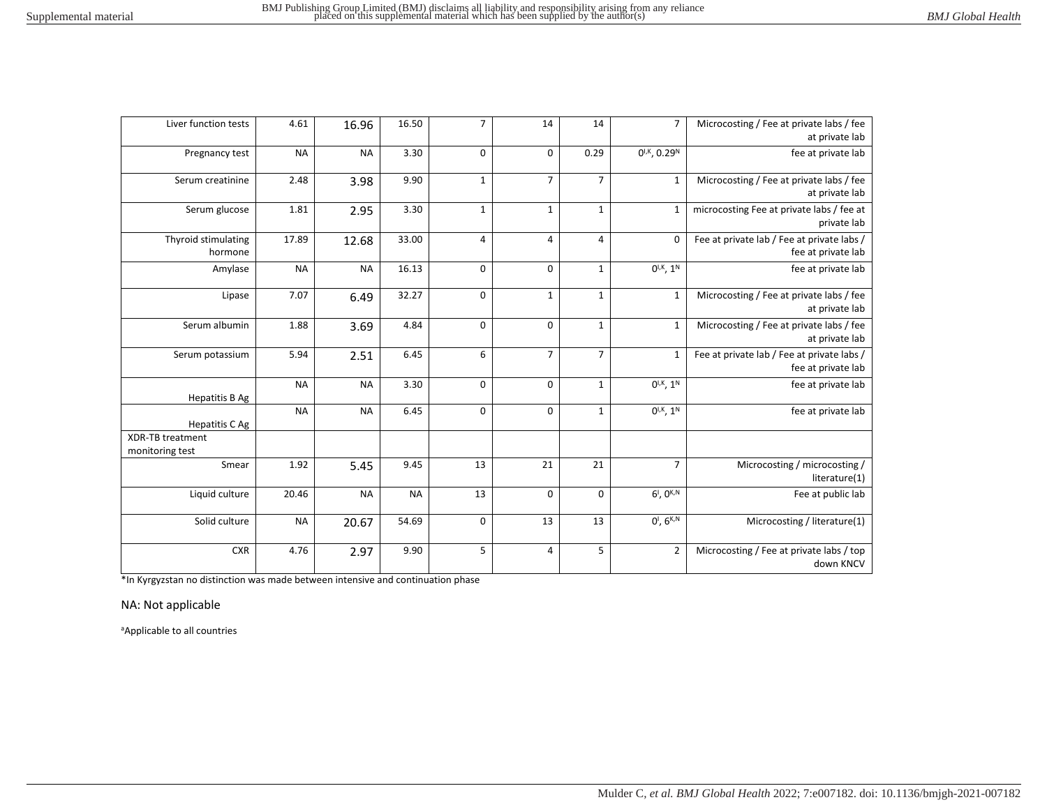| | | | | | | | | |
|---|---|---|---|---|---|---|---|---|
| Liver function tests | 4.61 | 16.96 | 16.50 | 7 | 14 | 14 | 7 | Microcosting / Fee at private labs / fee at private lab |
| Pregnancy test | NA | NA | 3.30 | 0 | 0 | 0.29 | 0[I,K], 0.29[N] | fee at private lab |
| Serum creatinine | 2.48 | 3.98 | 9.90 | 1 | 7 | 7 | 1 | Microcosting / Fee at private labs / fee at private lab |
| Serum glucose | 1.81 | 2.95 | 3.30 | 1 | 1 | 1 | 1 | microcosting Fee at private labs / fee at private lab |
| Thyroid stimulating hormone | 17.89 | 12.68 | 33.00 | 4 | 4 | 4 | 0 | Fee at private lab / Fee at private labs / fee at private lab |
| Amylase | NA | NA | 16.13 | 0 | 0 | 1 | 0[I,K], 1[N] | fee at private lab |
| Lipase | 7.07 | 6.49 | 32.27 | 0 | 1 | 1 | 1 | Microcosting / Fee at private labs / fee at private lab |
| Serum albumin | 1.88 | 3.69 | 4.84 | 0 | 0 | 1 | 1 | Microcosting / Fee at private labs / fee at private lab |
| Serum potassium | 5.94 | 2.51 | 6.45 | 6 | 7 | 7 | 1 | Fee at private lab / Fee at private labs / fee at private lab |
| Hepatitis B Ag | NA | NA | 3.30 | 0 | 0 | 1 | 0[I,K], 1[N] | fee at private lab |
| Hepatitis C Ag | NA | NA | 6.45 | 0 | 0 | 1 | 0[I,K], 1[N] | fee at private lab |
| XDR-TB treatment monitoring test | | | | | | | | |
| Smear | 1.92 | 5.45 | 9.45 | 13 | 21 | 21 | 7 | Microcosting / microcosting / literature(1) |
| Liquid culture | 20.46 | NA | NA | 13 | 0 | 0 | 6[I], 0[K,N] | Fee at public lab |
| Solid culture | NA | 20.67 | 54.69 | 0 | 13 | 13 | 0[I], 6[K,N] | Microcosting / literature(1) |
| CXR | 4.76 | 2.97 | 9.90 | 5 | 4 | 5 | 2 | Microcosting / Fee at private labs / top down KNCV |

*In Kyrgyzstan no distinction was made between intensive and continuation phase

NA: Not applicable

[a]Applicable to all countries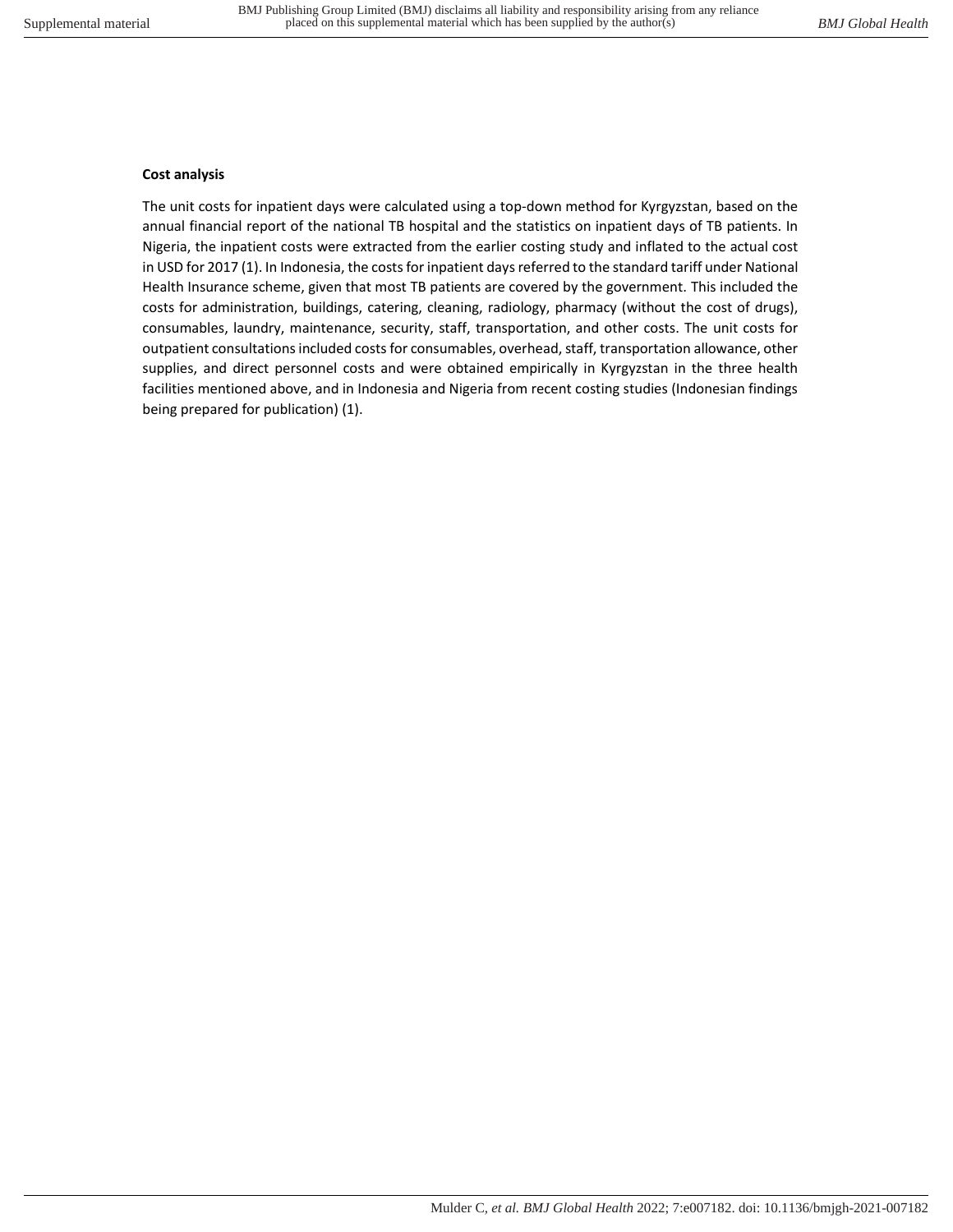**Cost analysis**

The unit costs for inpatient days were calculated using a top-down method for Kyrgyzstan, based on the annual financial report of the national TB hospital and the statistics on inpatient days of TB patients. In Nigeria, the inpatient costs were extracted from the earlier costing study and inflated to the actual cost in USD for 2017 (1). In Indonesia, the costs for inpatient days referred to the standard tariff under National Health Insurance scheme, given that most TB patients are covered by the government. This included the costs for administration, buildings, catering, cleaning, radiology, pharmacy (without the cost of drugs), consumables, laundry, maintenance, security, staff, transportation, and other costs. The unit costs for outpatient consultations included costs for consumables, overhead, staff, transportation allowance, other supplies, and direct personnel costs and were obtained empirically in Kyrgyzstan in the three health facilities mentioned above, and in Indonesia and Nigeria from recent costing studies (Indonesian findings being prepared for publication) (1).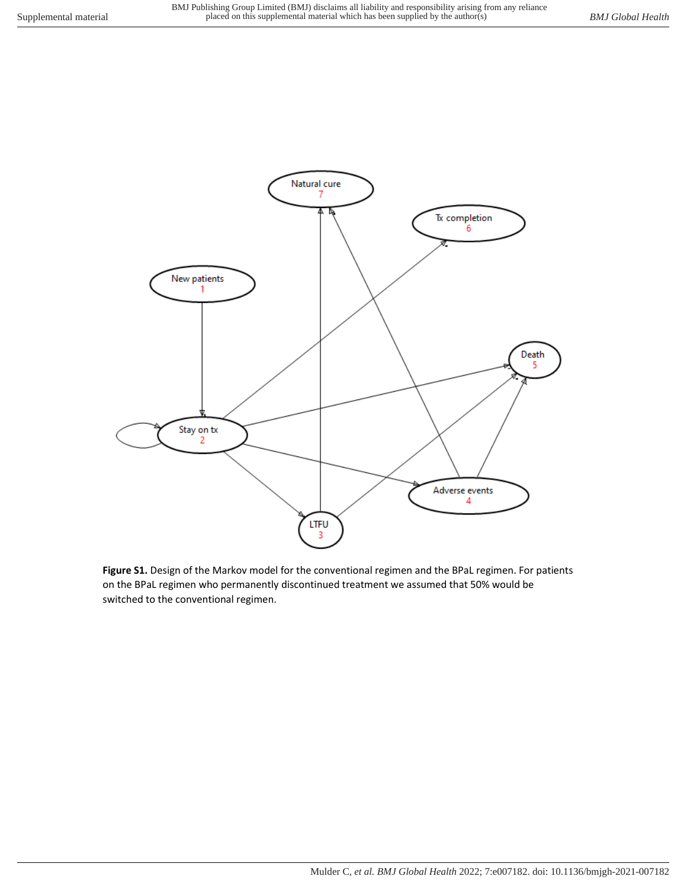**Figure S1.** Design of the Markov model for the conventional regimen and the BPaL regimen. For patients on the BPaL regimen who permanently discontinued treatment we assumed that 50% would be switched to the conventional regimen.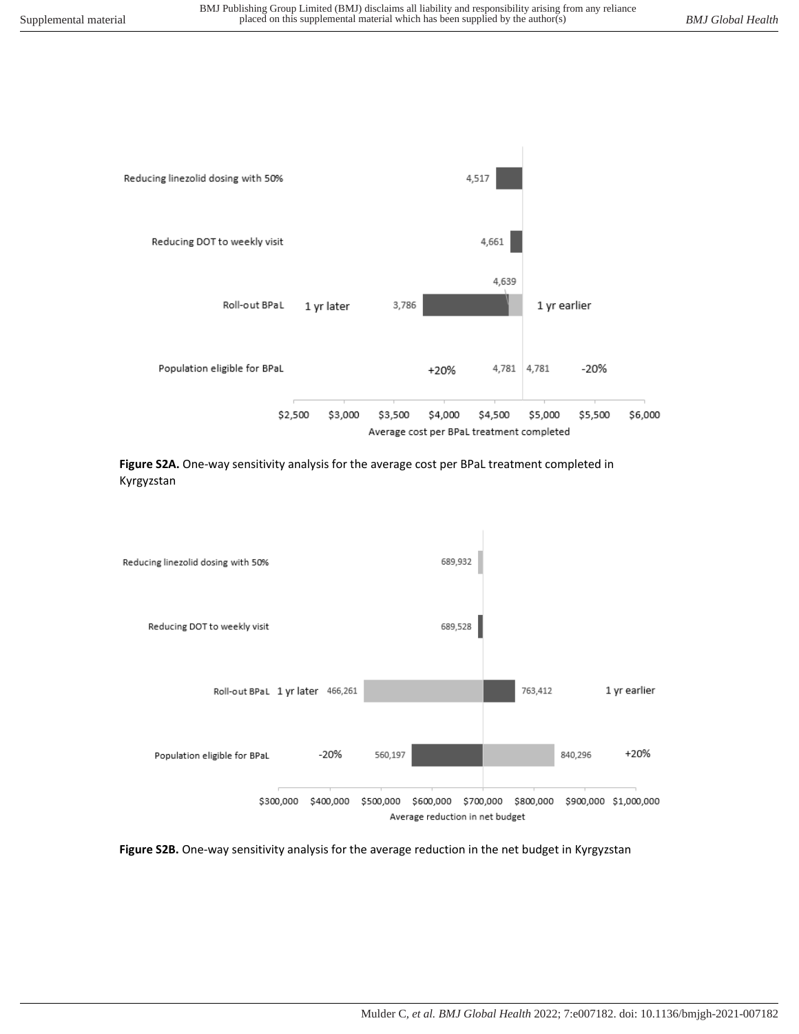Reducing linezolid dosing with 50% 4,517

Reducing DOT to weekly visit 4,661

Roll-out BPaL 1 yr later 3,786 4,639 1 yr earlier

Population eligible for BPaL +20% 4,781 4,781 -20%

$2,500 $3,000 $3,500 $4,000 $4,500 $5,000 $5,500 $6,000

Average cost per BPaL treatment completed

**Figure S2A.** One-way sensitivity analysis for the average cost per BPaL treatment completed in Kyrgyzstan

Reducing linezolid dosing with 50% 689,932

Reducing DOT to weekly visit 689,528

Roll-out BPaL 1 yr later 466,261 763,412 1 yr earlier

Population eligible for BPaL -20% 560,197 840,296 +20%

$300,000 $400,000 $500,000 $600,000 $700,000 $800,000 $900,000 $1,000,000

Average reduction in net budget

**Figure S2B.** One-way sensitivity analysis for the average reduction in the net budget in Kyrgyzstan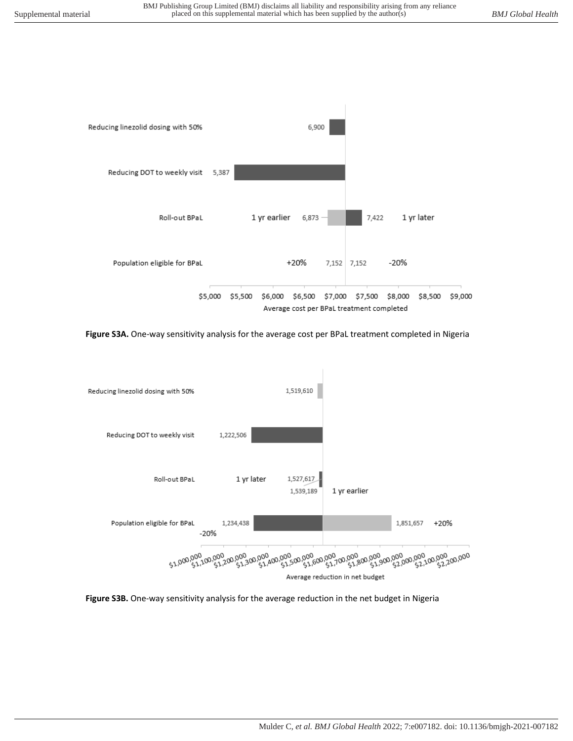Reducing linezolid dosing with 50% 6,900

Reducing DOT to weekly visit 5,387

Roll-out BPaL 1 yr earlier 6,873 7,422 1 yr later

Population eligible for BPaL +20% 7,152 7,152 -20%

$5,000 $5,500 $6,000 $6,500 $7,000 $7,500 $8,000 $8,500 $9,000

Average cost per BPaL treatment completed

**Figure S3A.** One-way sensitivity analysis for the average cost per BPaL treatment completed in Nigeria

Reducing linezolid dosing with 50% 1,519,610

Reducing DOT to weekly visit 1,222,506

Roll-out BPaL 1 yr later 1,527,617 1,539,189 1 yr earlier

Population eligible for BPaL 1,234,438 -20% 1,851,657 +20%

$1,000,000 $1,100,000 $1,200,000 $1,300,000 $1,400,000 $1,500,000 $1,600,000 $1,700,000 $1,800,000 $1,900,000 $2,000,000 $2,100,000 $2,200,000

Average reduction in net budget

**Figure S3B.** One-way sensitivity analysis for the average reduction in the net budget in Nigeria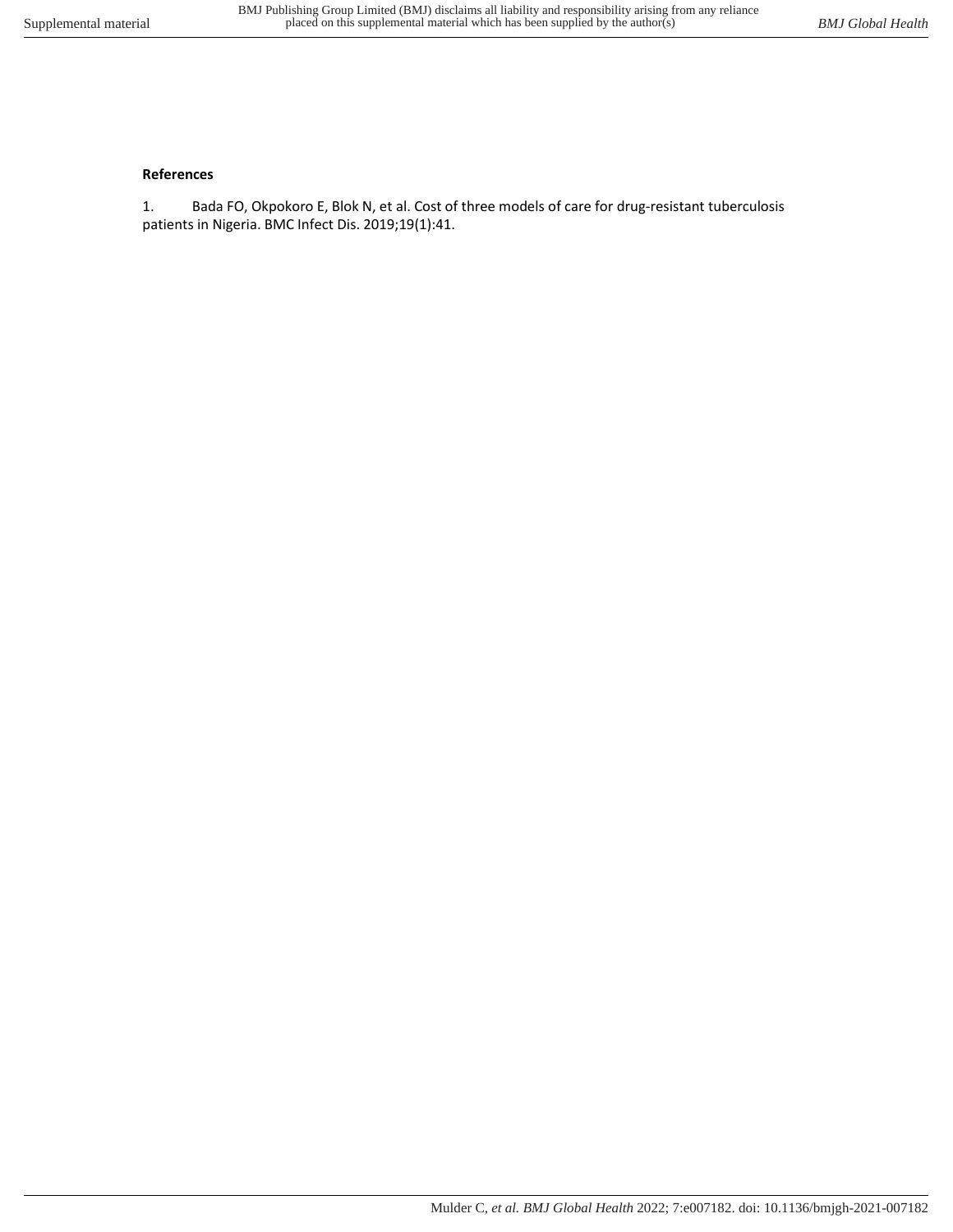**References**

1. Bada FO, Okpokoro E, Blok N, et al. Cost of three models of care for drug-resistant tuberculosis patients in Nigeria. BMC Infect Dis. 2019;19(1):41.